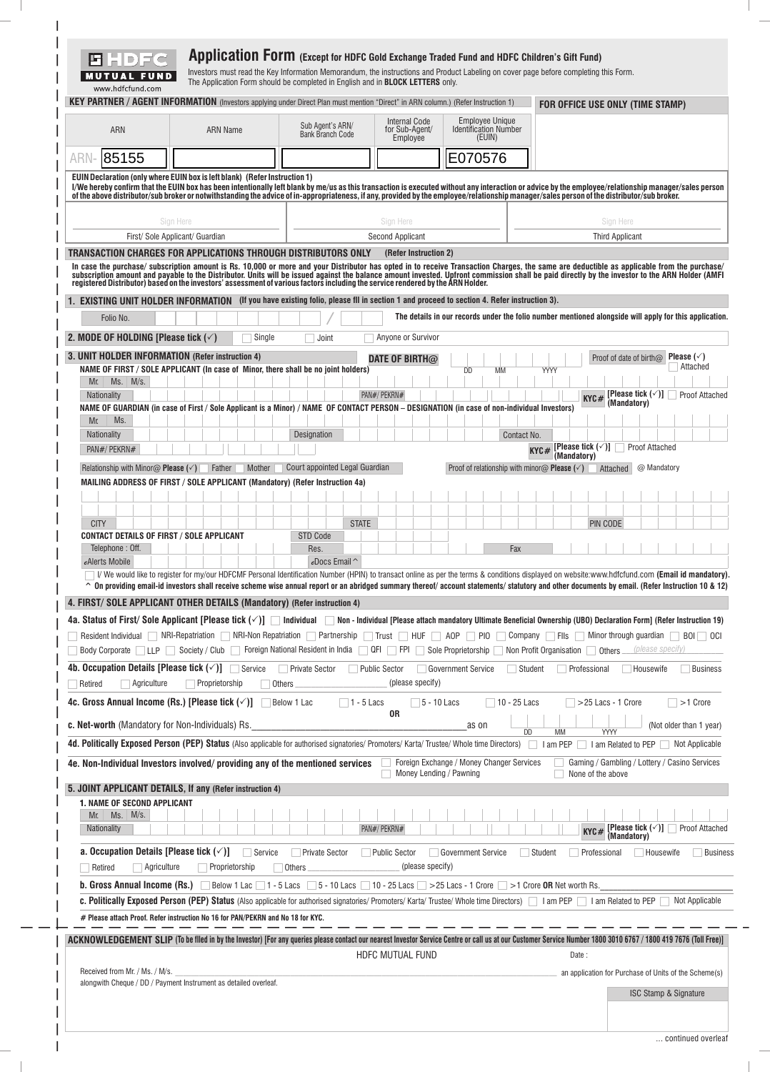HDFC MUTUAL FUND
www.hdfcfund.com

# Application Form (Except for HDFC Gold Exchange Traded Fund and HDFC Children's Gift Fund)

Investors must read the Key Information Memorandum, the instructions and Product Labeling on cover page before completing this Form. The Application Form should be completed in English and in **BLOCK LETTERS** only.

**KEY PARTNER / AGENT INFORMATION** (Investors applying under Direct Plan must mention "Direct" in ARN column.) (Refer Instruction 1)

**FOR OFFICE USE ONLY (TIME STAMP)**

| ARN | ARN Name | Sub Agent's ARN/ Bank Branch Code | Internal Code for Sub-Agent/ Employee | Employee Unique Identification Number (EUIN) |
|---|---|---|---|---|
| ARN- 85155 | | | | E070576 |

**EUIN Declaration (only where EUIN box is left blank) (Refer Instruction 1)**
**I/We hereby confirm that the EUIN box has been intentionally left blank by me/us as this transaction is executed without any interaction or advice by the employee/relationship manager/sales person of the above distributor/sub broker or notwithstanding the advice of in-appropriateness, if any, provided by the employee/relationship manager/sales person of the distributor/sub broker.**

| Sign Here | Sign Here | Sign Here |
|---|---|---|
| First/ Sole Applicant/ Guardian | Second Applicant | Third Applicant |

**TRANSACTION CHARGES FOR APPLICATIONS THROUGH DISTRIBUTORS ONLY** (Refer Instruction 2)

**In case the purchase/ subscription amount is Rs. 10,000 or more and your Distributor has opted in to receive Transaction Charges, the same are deductible as applicable from the purchase/ subscription amount and payable to the Distributor. Units will be issued against the balance amount invested. Upfront commission shall be paid directly by the investor to the ARN Holder (AMFI registered Distributor) based on the investors' assessment of various factors including the service rendered by the ARN Holder.**

## 1. EXISTING UNIT HOLDER INFORMATION (If you have existing folio, please fill in section 1 and proceed to section 4. Refer instruction 3).

Folio No. ______ / ______ **The details in our records under the folio number mentioned alongside will apply for this application.**

## 2. MODE OF HOLDING [Please tick (✓)]

☐ Single ☐ Joint ☐ Anyone or Survivor

## 3. UNIT HOLDER INFORMATION (Refer instruction 4)

**NAME OF FIRST / SOLE APPLICANT (In case of Minor, there shall be no joint holders)**
Mr. Ms. M/s. ______
**DATE OF BIRTH@** DD MM YYYY — Proof of date of birth@ Please (✓) ☐ Attached

Nationality ______ PAN#/ PEKRN# ______ **KYC#** [Please tick (✓)] (Mandatory) ☐ Proof Attached

**NAME OF GUARDIAN (in case of First / Sole Applicant is a Minor) / NAME OF CONTACT PERSON – DESIGNATION (in case of non-individual Investors)**
Mr. Ms. ______
Nationality ______ Designation ______ Contact No. ______
PAN#/ PEKRN# ______ **KYC#** [Please tick (✓)] (Mandatory) ☐ Proof Attached

Relationship with Minor@ **Please (✓)** ☐ Father ☐ Mother ☐ Court appointed Legal Guardian — Proof of relationship with minor@ **Please (✓)** ☐ Attached @ Mandatory

**MAILING ADDRESS OF FIRST / SOLE APPLICANT (Mandatory) (Refer Instruction 4a)**
______
CITY ______ STATE ______ PIN CODE ______

**CONTACT DETAILS OF FIRST / SOLE APPLICANT** STD Code ______
Telephone : Off. ______ Res. ______ Fax ______
*e*Alerts Mobile ______ *e*Docs Email ^ ______

☐ I/ We would like to register for my/our HDFCMF Personal Identification Number (HPIN) to transact online as per the terms & conditions displayed on website:www.hdfcfund.com **(Email id mandatory).**
**^ On providing email-id investors shall receive scheme wise annual report or an abridged summary thereof/ account statements/ statutory and other documents by email. (Refer Instruction 10 & 12)**

## 4. FIRST/ SOLE APPLICANT OTHER DETAILS (Mandatory) (Refer instruction 4)

**4a. Status of First/ Sole Applicant [Please tick (✓)]** ☐ Individual ☐ Non - Individual [Please attach mandatory Ultimate Beneficial Ownership (UBO) Declaration Form] (Refer Instruction 19)
☐ Resident Individual ☐ NRI-Repatriation ☐ NRI-Non Repatriation ☐ Partnership ☐ Trust ☐ HUF ☐ AOP ☐ PIO ☐ Company ☐ FIIs ☐ Minor through guardian ☐ BOI ☐ OCI ☐ Body Corporate ☐ LLP ☐ Society / Club ☐ Foreign National Resident in India ☐ QFI ☐ FPI ☐ Sole Proprietorship ☐ Non Profit Organisation ☐ Others ______ (please specify)

**4b. Occupation Details [Please tick (✓)]** ☐ Service ☐ Private Sector ☐ Public Sector ☐ Government Service ☐ Student ☐ Professional ☐ Housewife ☐ Business ☐ Retired ☐ Agriculture ☐ Proprietorship ☐ Others ______ (please specify)

**4c. Gross Annual Income (Rs.) [Please tick (✓)]** ☐ Below 1 Lac ☐ 1 - 5 Lacs ☐ 5 - 10 Lacs ☐ 10 - 25 Lacs ☐ >25 Lacs - 1 Crore ☐ >1 Crore
**OR**
**c. Net-worth** (Mandatory for Non-Individuals) Rs. ______ as on DD MM YYYY (Not older than 1 year)

**4d. Politically Exposed Person (PEP) Status** (Also applicable for authorised signatories/ Promoters/ Karta/ Trustee/ Whole time Directors) ☐ I am PEP ☐ I am Related to PEP ☐ Not Applicable

**4e. Non-Individual Investors involved/ providing any of the mentioned services** ☐ Foreign Exchange / Money Changer Services ☐ Gaming / Gambling / Lottery / Casino Services ☐ Money Lending / Pawning ☐ None of the above

## 5. JOINT APPLICANT DETAILS, If any (Refer instruction 4)

**1. NAME OF SECOND APPLICANT**
Mr. Ms. M/s. ______
Nationality ______ PAN#/ PEKRN# ______ **KYC#** [Please tick (✓)] (Mandatory) ☐ Proof Attached

**a. Occupation Details [Please tick (✓)]** ☐ Service ☐ Private Sector ☐ Public Sector ☐ Government Service ☐ Student ☐ Professional ☐ Housewife ☐ Business ☐ Retired ☐ Agriculture ☐ Proprietorship ☐ Others ______ (please specify)

**b. Gross Annual Income (Rs.)** ☐ Below 1 Lac ☐ 1 - 5 Lacs ☐ 5 - 10 Lacs ☐ 10 - 25 Lacs ☐ >25 Lacs - 1 Crore ☐ >1 Crore **OR** Net worth Rs. ______

**c. Politically Exposed Person (PEP) Status** (Also applicable for authorised signatories/ Promoters/ Karta/ Trustee/ Whole time Directors) ☐ I am PEP ☐ I am Related to PEP ☐ Not Applicable

**# Please attach Proof. Refer instruction No 16 for PAN/PEKRN and No 18 for KYC.**

---

**ACKNOWLEDGEMENT SLIP** (To be filled in by the Investor) [For any queries please contact our nearest Investor Service Centre or call us at our Customer Service Number 1800 3010 6767 / 1800 419 7676 (Toll Free)]

HDFC MUTUAL FUND Date :

Received from Mr. / Ms. / M/s. ______ an application for Purchase of Units of the Scheme(s) alongwith Cheque / DD / Payment Instrument as detailed overleaf.

ISC Stamp & Signature

... continued overleaf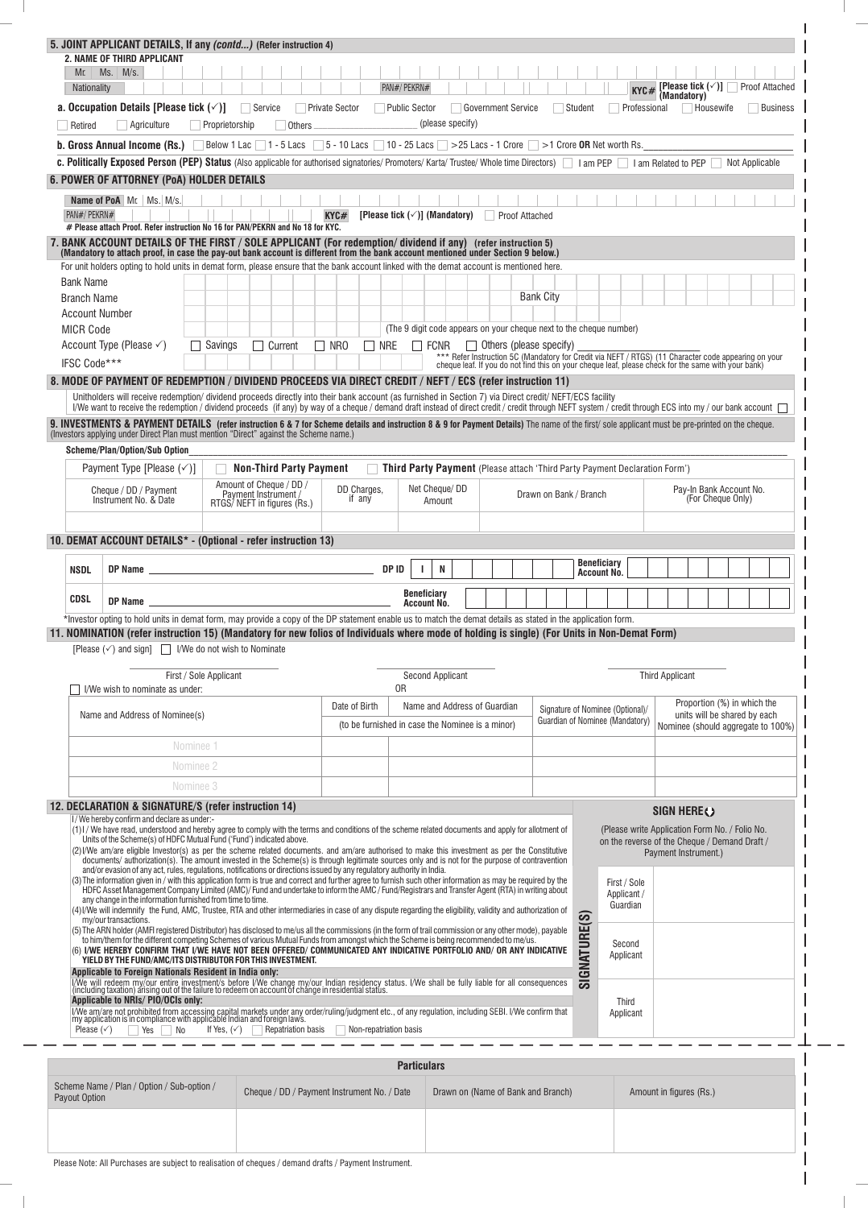## 5. JOINT APPLICANT DETAILS, If any *(contd...)* (Refer instruction 4)

**2. NAME OF THIRD APPLICANT**

Mr. | Ms. | M/s.

Nationality | PAN#/ PEKRN# | KYC# [Please tick (✓)] (Mandatory) ☐ Proof Attached

**a. Occupation Details [Please tick (✓)]** ☐ Service ☐ Private Sector ☐ Public Sector ☐ Government Service ☐ Student ☐ Professional ☐ Housewife ☐ Business ☐ Retired ☐ Agriculture ☐ Proprietorship ☐ Others ____________ (please specify)

**b. Gross Annual Income (Rs.)** ☐ Below 1 Lac ☐ 1 - 5 Lacs ☐ 5 - 10 Lacs ☐ 10 - 25 Lacs ☐ >25 Lacs - 1 Crore ☐ >1 Crore **OR** Net worth Rs. ____________

**c. Politically Exposed Person (PEP) Status** (Also applicable for authorised signatories/ Promoters/ Karta/ Trustee/ Whole time Directors) ☐ I am PEP ☐ I am Related to PEP ☐ Not Applicable

## 6. POWER OF ATTORNEY (PoA) HOLDER DETAILS

**Name of PoA** Mr. | Ms. | M/s.

PAN#/ PEKRN# | KYC# [Please tick (✓)] (Mandatory) ☐ Proof Attached

**# Please attach Proof. Refer instruction No 16 for PAN/PEKRN and No 18 for KYC.**

## 7. BANK ACCOUNT DETAILS OF THE FIRST / SOLE APPLICANT (For redemption/ dividend if any) (refer instruction 5)

**(Mandatory to attach proof, in case the pay-out bank account is different from the bank account mentioned under Section 9 below.)**

For unit holders opting to hold units in demat form, please ensure that the bank account linked with the demat account is mentioned here.

Bank Name

Branch Name | Bank City

Account Number

MICR Code (The 9 digit code appears on your cheque next to the cheque number)

Account Type (Please ✓) ☐ Savings ☐ Current ☐ NRO ☐ NRE ☐ FCNR ☐ Others (please specify) ____________

IFSC Code*** | *** Refer Instruction 5C (Mandatory for Credit via NEFT / RTGS) (11 Character code appearing on your cheque leaf. If you do not find this on your cheque leaf, please check for the same with your bank)

## 8. MODE OF PAYMENT OF REDEMPTION / DIVIDEND PROCEEDS VIA DIRECT CREDIT / NEFT / ECS (refer instruction 11)

Unitholders will receive redemption/ dividend proceeds directly into their bank account (as furnished in Section 7) via Direct credit/ NEFT/ECS facility

I/We want to receive the redemption / dividend proceeds (if any) by way of a cheque / demand draft instead of direct credit / credit through NEFT system / credit through ECS into my / our bank account ☐

## 9. INVESTMENTS & PAYMENT DETAILS (refer instruction 6 & 7 for Scheme details and instruction 8 & 9 for Payment Details) The name of the first/ sole applicant must be pre-printed on the cheque.

(Investors applying under Direct Plan must mention "Direct" against the Scheme name.)

**Scheme/Plan/Option/Sub Option** ____________

Payment Type [Please (✓)] ☐ **Non-Third Party Payment** ☐ **Third Party Payment** (Please attach 'Third Party Payment Declaration Form')

| Cheque / DD / Payment Instrument No. & Date | Amount of Cheque / DD / Payment Instrument / RTGS/ NEFT in figures (Rs.) | DD Charges, if any | Net Cheque/ DD Amount | Drawn on Bank / Branch | Pay-In Bank Account No. (For Cheque Only) |
|---|---|---|---|---|---|
| | | | | | |

## 10. DEMAT ACCOUNT DETAILS* - (Optional - refer instruction 13)

**NSDL** DP Name ____________ DP ID I N | Beneficiary Account No.

**CDSL** DP Name ____________ Beneficiary Account No.

*Investor opting to hold units in demat form, may provide a copy of the DP statement enable us to match the demat details as stated in the application form.

## 11. NOMINATION (refer instruction 15) (Mandatory for new folios of Individuals where mode of holding is single) (For Units in Non-Demat Form)

[Please (✓) and sign] ☐ I/We do not wish to Nominate

First / Sole Applicant | Second Applicant | Third Applicant

☐ I/We wish to nominate as under: OR

| Name and Address of Nominee(s) | Date of Birth | Name and Address of Guardian (to be furnished in case the Nominee is a minor) | Signature of Nominee (Optional)/ Guardian of Nominee (Mandatory) | Proportion (%) in which the units will be shared by each Nominee (should aggregate to 100%) |
|---|---|---|---|---|
| Nominee 1 | | | | |
| Nominee 2 | | | | |
| Nominee 3 | | | | |

## 12. DECLARATION & SIGNATURE/S (refer instruction 14)

I / We hereby confirm and declare as under:-

(1) I / We have read, understood and hereby agree to comply with the terms and conditions of the scheme related documents and apply for allotment of Units of the Scheme(s) of HDFC Mutual Fund ('Fund') indicated above.

(2) I/We am/are eligible Investor(s) as per the scheme related documents. and am/are authorised to make this investment as per the Constitutive documents/ authorization(s). The amount invested in the Scheme(s) is through legitimate sources only and is not for the purpose for contravention and/or evasion of any act, rules, regulations, notifications or directions issued by any regulatory authority in India.

(3) The information given in / with this application form is true and correct and further agree to furnish such other information as may be required by the HDFC Asset Management Company Limited (AMC)/ Fund and undertake to inform the AMC / Fund/Registrars and Transfer Agent (RTA) in writing about any change in the information furnished from time to time.

(4) I/We will indemnify the Fund, AMC, Trustee, RTA and other intermediaries in case of any dispute regarding the eligibility, validity and authorization of my/our transactions.

(5) The ARN holder (AMFI registered Distributor) has disclosed to me/us all the commissions (in the form of trail commission or any other mode), payable to him/them for the different competing Schemes of various Mutual Funds from amongst which the Scheme is being recommended to me/us.

(6) **I/WE HEREBY CONFIRM THAT I/WE HAVE NOT BEEN OFFERED/ COMMUNICATED ANY INDICATIVE PORTFOLIO AND/ OR ANY INDICATIVE YIELD BY THE FUND/AMC/ITS DISTRIBUTOR FOR THIS INVESTMENT.**

**Applicable to Foreign Nationals Resident in India only:**

I/We will redeem my/our entire investment/s before I/We change my/our Indian residency status. I/We shall be fully liable for all consequences (including taxation) arising out of the failure to redeem on account of change in residential status.

**Applicable to NRIs/ PIO/OCIs only:**

I/We am/are not prohibited from accessing capital markets under any order/ruling/judgment etc., of any regulation, including SEBI. I/We confirm that my application is in compliance with applicable Indian and foreign laws.

Please (✓) ☐ Yes ☐ No If Yes, (✓) ☐ Repatriation basis ☐ Non-repatriation basis

**SIGN HERE**

(Please write Application Form No. / Folio No. on the reverse of the Cheque / Demand Draft / Payment Instrument.)

**SIGNATURE(S)**

First / Sole Applicant / Guardian

Second Applicant

Third Applicant

---

**Particulars**

| Scheme Name / Plan / Option / Sub-option / Payout Option | Cheque / DD / Payment Instrument No. / Date | Drawn on (Name of Bank and Branch) | Amount in figures (Rs.) |
|---|---|---|---|
| | | | |

Please Note: All Purchases are subject to realisation of cheques / demand drafts / Payment Instrument.